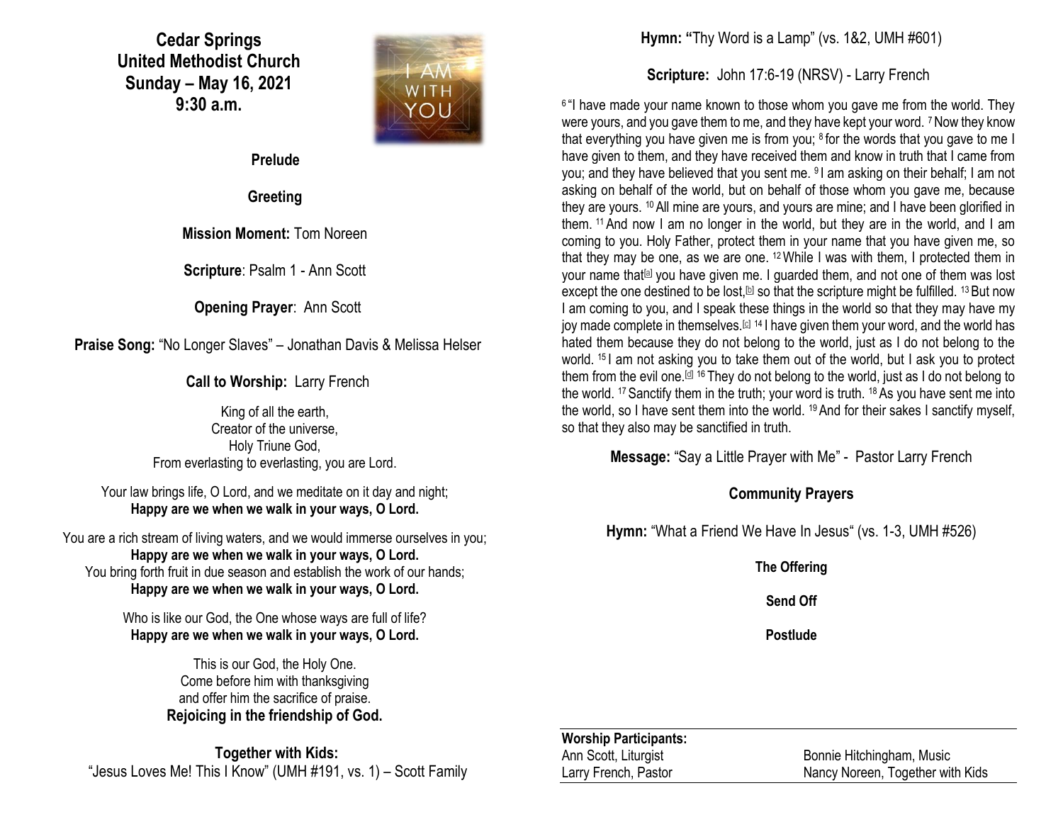# Cedar Springs United Methodist Church
## Sunday – May 16, 2021
## 9:30 a.m.

**Prelude**

**Greeting**

**Mission Moment:** Tom Noreen

**Scripture**: Psalm 1 - Ann Scott

**Opening Prayer**: Ann Scott

**Praise Song:** "No Longer Slaves" – Jonathan Davis & Melissa Helser

**Call to Worship:** Larry French

King of all the earth,
Creator of the universe,
Holy Triune God,
From everlasting to everlasting, you are Lord.

Your law brings life, O Lord, and we meditate on it day and night;
**Happy are we when we walk in your ways, O Lord.**

You are a rich stream of living waters, and we would immerse ourselves in you;
**Happy are we when we walk in your ways, O Lord.**
You bring forth fruit in due season and establish the work of our hands;
**Happy are we when we walk in your ways, O Lord.**

Who is like our God, the One whose ways are full of life?
**Happy are we when we walk in your ways, O Lord.**

This is our God, the Holy One.
Come before him with thanksgiving
and offer him the sacrifice of praise.
**Rejoicing in the friendship of God.**

**Together with Kids:**
"Jesus Loves Me! This I Know" (UMH #191, vs. 1) – Scott Family

**Hymn: "**Thy Word is a Lamp" (vs. 1&2, UMH #601)

**Scripture:** John 17:6-19 (NRSV) - Larry French

[6] "I have made your name known to those whom you gave me from the world. They were yours, and you gave them to me, and they have kept your word. [7] Now they know that everything you have given me is from you; [8] for the words that you gave to me I have given to them, and they have received them and know in truth that I came from you; and they have believed that you sent me. [9] I am asking on their behalf; I am not asking on behalf of the world, but on behalf of those whom you gave me, because they are yours. [10] All mine are yours, and yours are mine; and I have been glorified in them. [11] And now I am no longer in the world, but they are in the world, and I am coming to you. Holy Father, protect them in your name that you have given me, so that they may be one, as we are one. [12] While I was with them, I protected them in your name that[a] you have given me. I guarded them, and not one of them was lost except the one destined to be lost,[b] so that the scripture might be fulfilled. [13] But now I am coming to you, and I speak these things in the world so that they may have my joy made complete in themselves.[c] [14] I have given them your word, and the world has hated them because they do not belong to the world, just as I do not belong to the world. [15] I am not asking you to take them out of the world, but I ask you to protect them from the evil one.[d] [16] They do not belong to the world, just as I do not belong to the world. [17] Sanctify them in the truth; your word is truth. [18] As you have sent me into the world, so I have sent them into the world. [19] And for their sakes I sanctify myself, so that they also may be sanctified in truth.

**Message:** "Say a Little Prayer with Me" - Pastor Larry French

**Community Prayers**

**Hymn:** "What a Friend We Have In Jesus" (vs. 1-3, UMH #526)

**The Offering**

**Send Off**

**Postlude**

**Worship Participants:**

| | |
|---|---|
| Ann Scott, Liturgist | Bonnie Hitchingham, Music |
| Larry French, Pastor | Nancy Noreen, Together with Kids |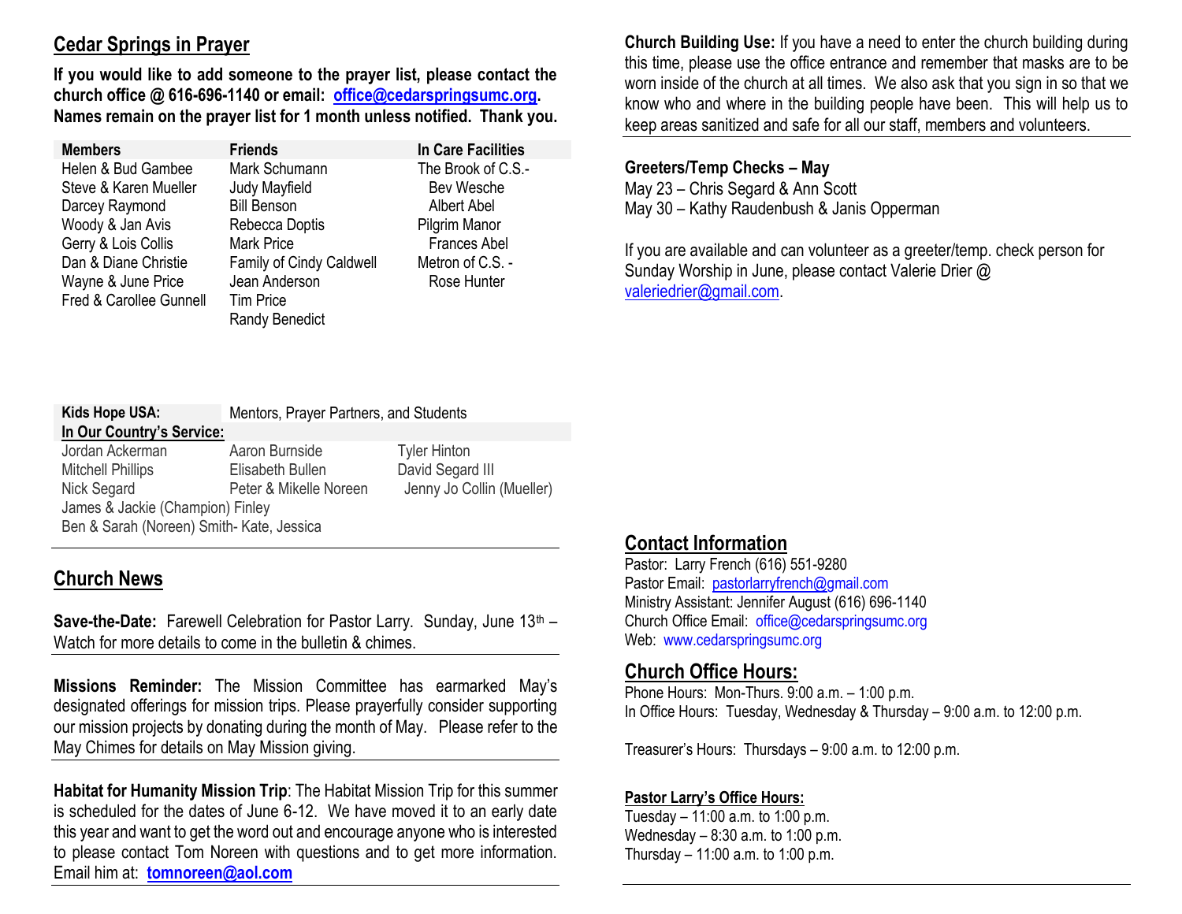## Cedar Springs in Prayer

**If you would like to add someone to the prayer list, please contact the church office @ 616-696-1140 or email: office@cedarspringsumc.org. Names remain on the prayer list for 1 month unless notified. Thank you.**

| Members | Friends | In Care Facilities |
|---|---|---|
| Helen & Bud Gambee | Mark Schumann | The Brook of C.S.- |
| Steve & Karen Mueller | Judy Mayfield | Bev Wesche |
| Darcey Raymond | Bill Benson | Albert Abel |
| Woody & Jan Avis | Rebecca Doptis | Pilgrim Manor |
| Gerry & Lois Collis | Mark Price | Frances Abel |
| Dan & Diane Christie | Family of Cindy Caldwell | Metron of C.S. - |
| Wayne & June Price | Jean Anderson | Rose Hunter |
| Fred & Carollee Gunnell | Tim Price | |
| | Randy Benedict | |

**Kids Hope USA:** Mentors, Prayer Partners, and Students

**In Our Country's Service:**

| | | |
|---|---|---|
| Jordan Ackerman | Aaron Burnside | Tyler Hinton |
| Mitchell Phillips | Elisabeth Bullen | David Segard III |
| Nick Segard | Peter & Mikelle Noreen | Jenny Jo Collin (Mueller) |

James & Jackie (Champion) Finley
Ben & Sarah (Noreen) Smith- Kate, Jessica

## Church News

**Save-the-Date:** Farewell Celebration for Pastor Larry. Sunday, June 13th – Watch for more details to come in the bulletin & chimes.

**Missions Reminder:** The Mission Committee has earmarked May's designated offerings for mission trips. Please prayerfully consider supporting our mission projects by donating during the month of May. Please refer to the May Chimes for details on May Mission giving.

**Habitat for Humanity Mission Trip**: The Habitat Mission Trip for this summer is scheduled for the dates of June 6-12. We have moved it to an early date this year and want to get the word out and encourage anyone who is interested to please contact Tom Noreen with questions and to get more information. Email him at: **tomnoreen@aol.com**

**Church Building Use:** If you have a need to enter the church building during this time, please use the office entrance and remember that masks are to be worn inside of the church at all times. We also ask that you sign in so that we know who and where in the building people have been. This will help us to keep areas sanitized and safe for all our staff, members and volunteers.

**Greeters/Temp Checks – May**
May 23 – Chris Segard & Ann Scott
May 30 – Kathy Raudenbush & Janis Opperman

If you are available and can volunteer as a greeter/temp. check person for Sunday Worship in June, please contact Valerie Drier @ valeriedrier@gmail.com.

## Contact Information

Pastor: Larry French (616) 551-9280
Pastor Email: pastorlarryfrench@gmail.com
Ministry Assistant: Jennifer August (616) 696-1140
Church Office Email: office@cedarspringsumc.org
Web: www.cedarspringsumc.org

## Church Office Hours:

Phone Hours: Mon-Thurs. 9:00 a.m. – 1:00 p.m.
In Office Hours: Tuesday, Wednesday & Thursday – 9:00 a.m. to 12:00 p.m.

Treasurer's Hours: Thursdays – 9:00 a.m. to 12:00 p.m.

**Pastor Larry's Office Hours:**
Tuesday – 11:00 a.m. to 1:00 p.m.
Wednesday – 8:30 a.m. to 1:00 p.m.
Thursday – 11:00 a.m. to 1:00 p.m.